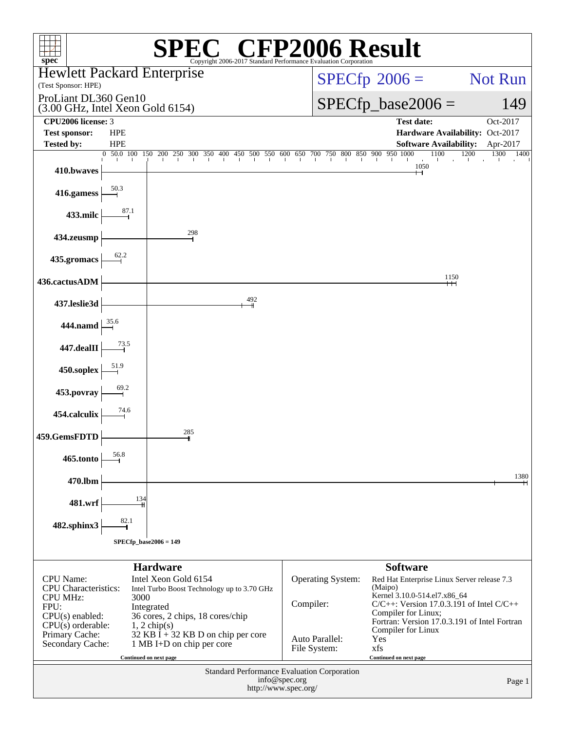# SPEC CFP2006 Result

Copyright 2006-2017 Standard Performance Evaluation Corporation

**Hewlett Packard Enterprise**
(Test Sponsor: HPE)

ProLiant DL360 Gen10
(3.00 GHz, Intel Xeon Gold 6154)

SPECfp 2006 = Not Run

SPECfp_base2006 = 149

| | | | |
|---|---|---|---|
| **CPU2006 license:** | 3 | **Test date:** | Oct-2017 |
| **Test sponsor:** | HPE | **Hardware Availability:** | Oct-2017 |
| **Tested by:** | HPE | **Software Availability:** | Apr-2017 |

| Benchmark | Base Ratio |
|---|---|
| 410.bwaves | 1050 |
| 416.gamess | 50.3 |
| 433.milc | 87.1 |
| 434.zeusmp | 298 |
| 435.gromacs | 62.2 |
| 436.cactusADM | 1150 |
| 437.leslie3d | 492 |
| 444.namd | 35.6 |
| 447.dealII | 73.5 |
| 450.soplex | 51.9 |
| 453.povray | 69.2 |
| 454.calculix | 74.6 |
| 459.GemsFDTD | 285 |
| 465.tonto | 56.8 |
| 470.lbm | 1380 |
| 481.wrf | 134 |
| 482.sphinx3 | 82.1 |

SPECfp_base2006 = 149

## Hardware

| | |
|---|---|
| CPU Name: | Intel Xeon Gold 6154 |
| CPU Characteristics: | Intel Turbo Boost Technology up to 3.70 GHz |
| CPU MHz: | 3000 |
| FPU: | Integrated |
| CPU(s) enabled: | 36 cores, 2 chips, 18 cores/chip |
| CPU(s) orderable: | 1, 2 chip(s) |
| Primary Cache: | 32 KB I + 32 KB D on chip per core |
| Secondary Cache: | 1 MB I+D on chip per core |

Continued on next page

## Software

| | |
|---|---|
| Operating System: | Red Hat Enterprise Linux Server release 7.3 (Maipo) Kernel 3.10.0-514.el7.x86_64 |
| Compiler: | C/C++: Version 17.0.3.191 of Intel C/C++ Compiler for Linux; Fortran: Version 17.0.3.191 of Intel Fortran Compiler for Linux |
| Auto Parallel: | Yes |
| File System: | xfs |

Continued on next page

Standard Performance Evaluation Corporation
info@spec.org
http://www.spec.org/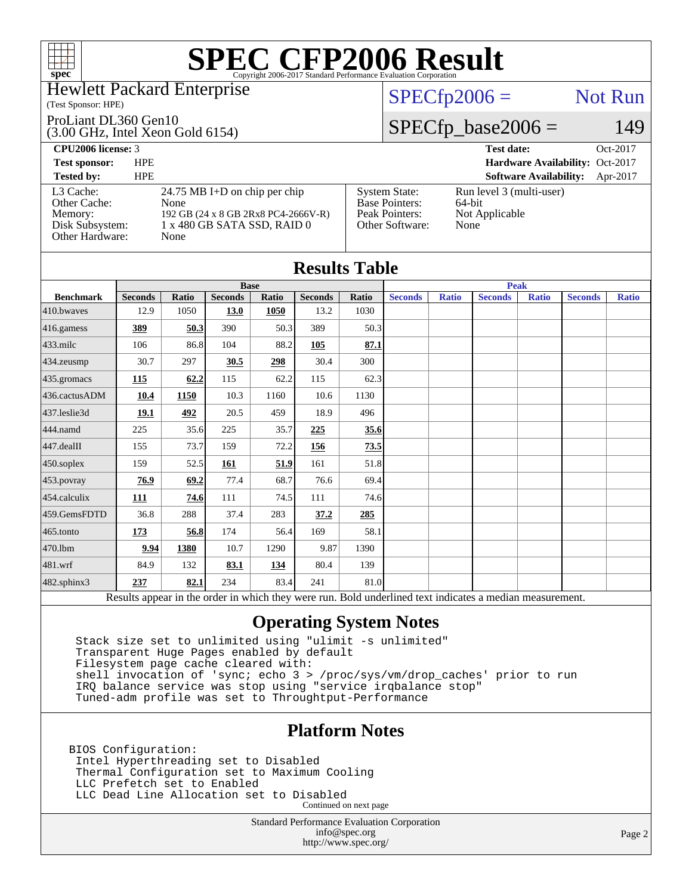# SPEC CFP2006 Result

Copyright 2006-2017 Standard Performance Evaluation Corporation

**Hewlett Packard Enterprise**
(Test Sponsor: HPE)

ProLiant DL360 Gen10
(3.00 GHz, Intel Xeon Gold 6154)

SPECfp2006 = Not Run

SPECfp_base2006 = 149

| | | | |
|---|---|---|---|
| **CPU2006 license:** 3 | | **Test date:** | Oct-2017 |
| **Test sponsor:** | HPE | **Hardware Availability:** | Oct-2017 |
| **Tested by:** | HPE | **Software Availability:** | Apr-2017 |

| | |
|---|---|
| L3 Cache: | 24.75 MB I+D on chip per chip |
| Other Cache: | None |
| Memory: | 192 GB (24 x 8 GB 2Rx8 PC4-2666V-R) |
| Disk Subsystem: | 1 x 480 GB SATA SSD, RAID 0 |
| Other Hardware: | None |

| | |
|---|---|
| System State: | Run level 3 (multi-user) |
| Base Pointers: | 64-bit |
| Peak Pointers: | Not Applicable |
| Other Software: | None |

## Results Table

| | Base | | | | | | Peak | | | | | |
|---|---|---|---|---|---|---|---|---|---|---|---|---|
| **Benchmark** | **Seconds** | **Ratio** | **Seconds** | **Ratio** | **Seconds** | **Ratio** | **Seconds** | **Ratio** | **Seconds** | **Ratio** | **Seconds** | **Ratio** |
| 410.bwaves | 12.9 | 1050 | **13.0** | **1050** | 13.2 | 1030 | | | | | | |
| 416.gamess | **389** | **50.3** | 390 | 50.3 | 389 | 50.3 | | | | | | |
| 433.milc | 106 | 86.8 | 104 | 88.2 | **105** | **87.1** | | | | | | |
| 434.zeusmp | 30.7 | 297 | **30.5** | **298** | 30.4 | 300 | | | | | | |
| 435.gromacs | **115** | **62.2** | 115 | 62.2 | 115 | 62.3 | | | | | | |
| 436.cactusADM | **10.4** | **1150** | 10.3 | 1160 | 10.6 | 1130 | | | | | | |
| 437.leslie3d | **19.1** | **492** | 20.5 | 459 | 18.9 | 496 | | | | | | |
| 444.namd | 225 | 35.6 | 225 | 35.7 | **225** | **35.6** | | | | | | |
| 447.dealII | 155 | 73.7 | 159 | 72.2 | **156** | **73.5** | | | | | | |
| 450.soplex | 159 | 52.5 | **161** | **51.9** | 161 | 51.8 | | | | | | |
| 453.povray | **76.9** | **69.2** | 77.4 | 68.7 | 76.6 | 69.4 | | | | | | |
| 454.calculix | **111** | **74.6** | 111 | 74.5 | 111 | 74.6 | | | | | | |
| 459.GemsFDTD | 36.8 | 288 | 37.4 | 283 | **37.2** | **285** | | | | | | |
| 465.tonto | **173** | **56.8** | 174 | 56.4 | 169 | 58.1 | | | | | | |
| 470.lbm | **9.94** | **1380** | 10.7 | 1290 | 9.87 | 1390 | | | | | | |
| 481.wrf | 84.9 | 132 | **83.1** | **134** | 80.4 | 139 | | | | | | |
| 482.sphinx3 | **237** | **82.1** | 234 | 83.4 | 241 | 81.0 | | | | | | |

Results appear in the order in which they were run. Bold underlined text indicates a median measurement.

## Operating System Notes

```
Stack size set to unlimited using "ulimit -s unlimited"
Transparent Huge Pages enabled by default
Filesystem page cache cleared with:
shell invocation of 'sync; echo 3 > /proc/sys/vm/drop_caches' prior to run
IRQ balance service was stop using "service irqbalance stop"
Tuned-adm profile was set to Throughput-Performance
```

## Platform Notes

```
BIOS Configuration:
 Intel Hyperthreading set to Disabled
 Thermal Configuration set to Maximum Cooling
 LLC Prefetch set to Enabled
 LLC Dead Line Allocation set to Disabled
```

Continued on next page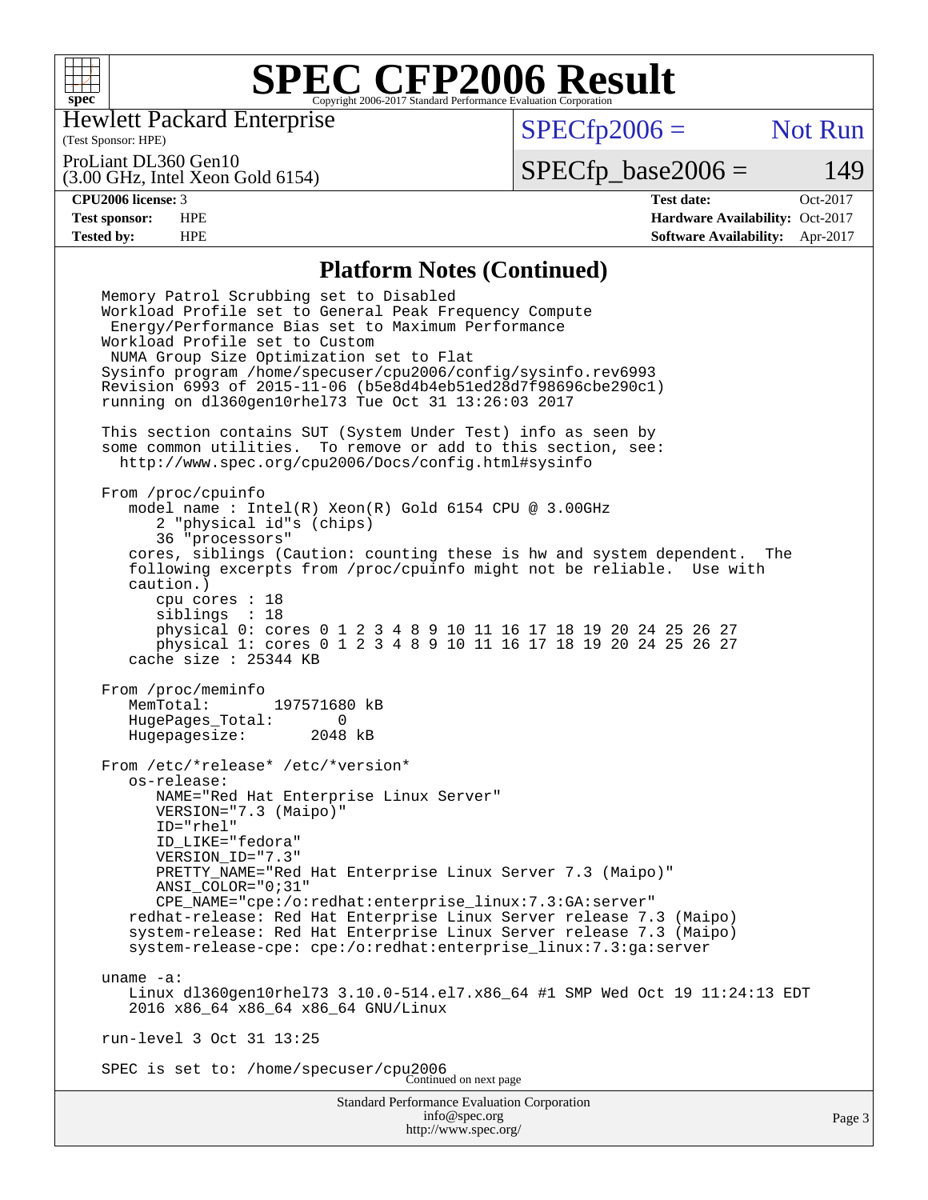# SPEC CFP2006 Result

Copyright 2006-2017 Standard Performance Evaluation Corporation

Hewlett Packard Enterprise
(Test Sponsor: HPE)

ProLiant DL360 Gen10
(3.00 GHz, Intel Xeon Gold 6154)

SPECfp2006 = Not Run

SPECfp_base2006 = 149

| | | | |
|---|---|---|---|
| **CPU2006 license:** 3 | | **Test date:** | Oct-2017 |
| **Test sponsor:** | HPE | **Hardware Availability:** | Oct-2017 |
| **Tested by:** | HPE | **Software Availability:** | Apr-2017 |

## Platform Notes (Continued)

```
Memory Patrol Scrubbing set to Disabled
Workload Profile set to General Peak Frequency Compute
 Energy/Performance Bias set to Maximum Performance
Workload Profile set to Custom
 NUMA Group Size Optimization set to Flat
Sysinfo program /home/specuser/cpu2006/config/sysinfo.rev6993
Revision 6993 of 2015-11-06 (b5e8d4b4eb51ed28d7f98696cbe290c1)
running on dl360gen10rhel73 Tue Oct 31 13:26:03 2017

This section contains SUT (System Under Test) info as seen by
some common utilities.  To remove or add to this section, see:
  http://www.spec.org/cpu2006/Docs/config.html#sysinfo

From /proc/cpuinfo
   model name : Intel(R) Xeon(R) Gold 6154 CPU @ 3.00GHz
      2 "physical id"s (chips)
      36 "processors"
   cores, siblings (Caution: counting these is hw and system dependent.  The
   following excerpts from /proc/cpuinfo might not be reliable.  Use with
   caution.)
      cpu cores : 18
      siblings  : 18
      physical 0: cores 0 1 2 3 4 8 9 10 11 16 17 18 19 20 24 25 26 27
      physical 1: cores 0 1 2 3 4 8 9 10 11 16 17 18 19 20 24 25 26 27
   cache size : 25344 KB

From /proc/meminfo
   MemTotal:       197571680 kB
   HugePages_Total:       0
   Hugepagesize:       2048 kB

From /etc/*release* /etc/*version*
   os-release:
      NAME="Red Hat Enterprise Linux Server"
      VERSION="7.3 (Maipo)"
      ID="rhel"
      ID_LIKE="fedora"
      VERSION_ID="7.3"
      PRETTY_NAME="Red Hat Enterprise Linux Server 7.3 (Maipo)"
      ANSI_COLOR="0;31"
      CPE_NAME="cpe:/o:redhat:enterprise_linux:7.3:GA:server"
   redhat-release: Red Hat Enterprise Linux Server release 7.3 (Maipo)
   system-release: Red Hat Enterprise Linux Server release 7.3 (Maipo)
   system-release-cpe: cpe:/o:redhat:enterprise_linux:7.3:ga:server

uname -a:
   Linux dl360gen10rhel73 3.10.0-514.el7.x86_64 #1 SMP Wed Oct 19 11:24:13 EDT
   2016 x86_64 x86_64 x86_64 GNU/Linux

run-level 3 Oct 31 13:25

SPEC is set to: /home/specuser/cpu2006
```

Continued on next page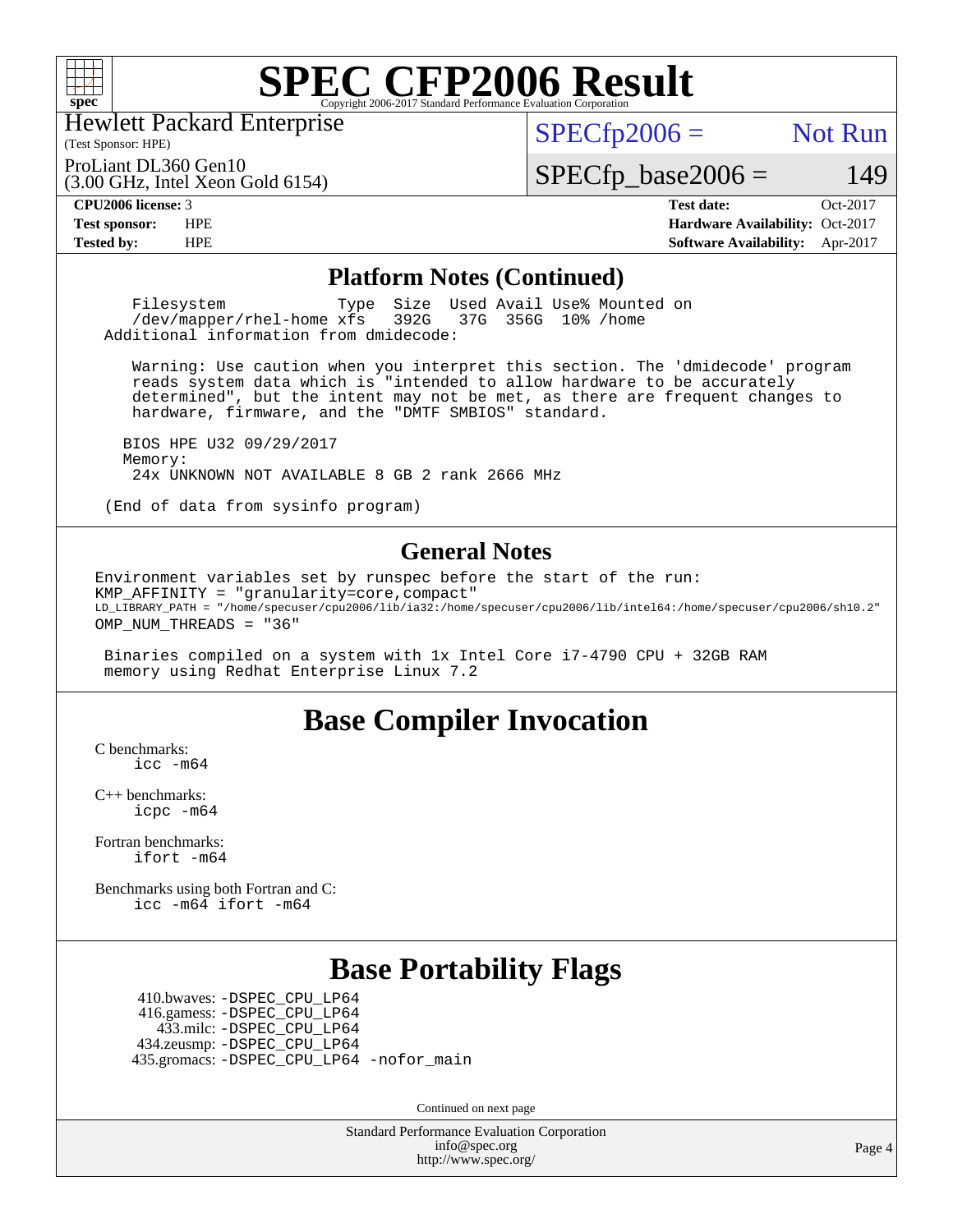# SPEC CFP2006 Result

Copyright 2006-2017 Standard Performance Evaluation Corporation

Hewlett Packard Enterprise
(Test Sponsor: HPE)

ProLiant DL360 Gen10
(3.00 GHz, Intel Xeon Gold 6154)

SPECfp2006 = Not Run

SPECfp_base2006 = 149

| | | | |
|---|---|---|---|
| **CPU2006 license:** 3 | | **Test date:** | Oct-2017 |
| **Test sponsor:** | HPE | **Hardware Availability:** | Oct-2017 |
| **Tested by:** | HPE | **Software Availability:** | Apr-2017 |

## Platform Notes (Continued)

```
    Filesystem            Type  Size  Used Avail Use% Mounted on
    /dev/mapper/rhel-home xfs   392G   37G  356G  10% /home
 Additional information from dmidecode:

    Warning: Use caution when you interpret this section. The 'dmidecode' program
    reads system data which is "intended to allow hardware to be accurately
    determined", but the intent may not be met, as there are frequent changes to
    hardware, firmware, and the "DMTF SMBIOS" standard.

   BIOS HPE U32 09/29/2017
   Memory:
    24x UNKNOWN NOT AVAILABLE 8 GB 2 rank 2666 MHz

 (End of data from sysinfo program)
```

## General Notes

```
Environment variables set by runspec before the start of the run:
KMP_AFFINITY = "granularity=core,compact"
LD_LIBRARY_PATH = "/home/specuser/cpu2006/lib/ia32:/home/specuser/cpu2006/lib/intel64:/home/specuser/cpu2006/sh10.2"
OMP_NUM_THREADS = "36"

 Binaries compiled on a system with 1x Intel Core i7-4790 CPU + 32GB RAM
 memory using Redhat Enterprise Linux 7.2
```

## Base Compiler Invocation

C benchmarks:
```
icc -m64
```

C++ benchmarks:
```
icpc -m64
```

Fortran benchmarks:
```
ifort -m64
```

Benchmarks using both Fortran and C:
```
icc -m64 ifort -m64
```

## Base Portability Flags

```
  410.bwaves: -DSPEC_CPU_LP64
  416.gamess: -DSPEC_CPU_LP64
   433.milc: -DSPEC_CPU_LP64
 434.zeusmp: -DSPEC_CPU_LP64
435.gromacs: -DSPEC_CPU_LP64 -nofor_main
```

Continued on next page

Standard Performance Evaluation Corporation
info@spec.org
http://www.spec.org/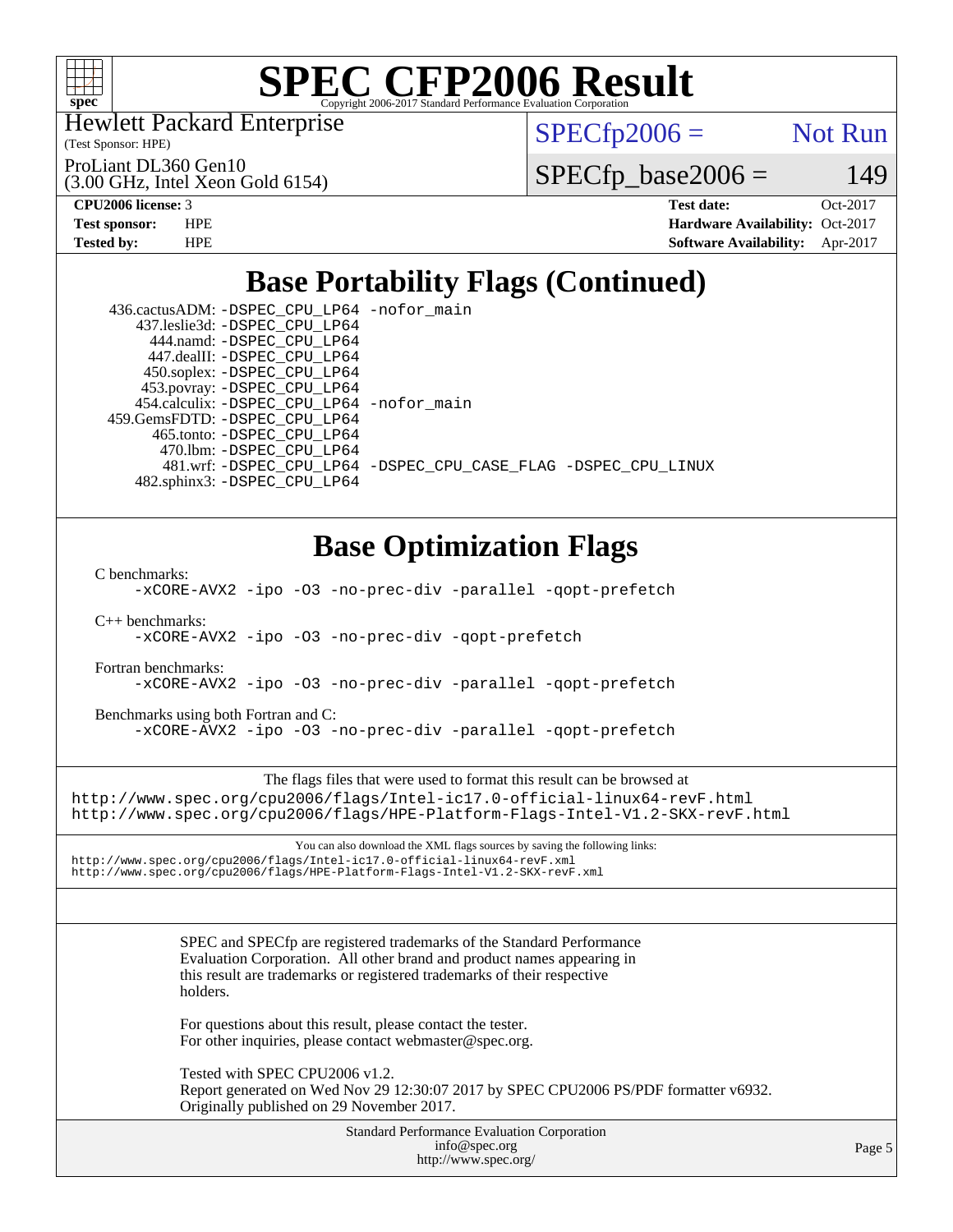# SPEC CFP2006 Result

Copyright 2006-2017 Standard Performance Evaluation Corporation

Hewlett Packard Enterprise
(Test Sponsor: HPE)

ProLiant DL360 Gen10
(3.00 GHz, Intel Xeon Gold 6154)

SPECfp2006 = Not Run

SPECfp_base2006 = 149

| | | | |
|---|---|---|---|
| **CPU2006 license:** 3 | | **Test date:** | Oct-2017 |
| **Test sponsor:** | HPE | **Hardware Availability:** | Oct-2017 |
| **Tested by:** | HPE | **Software Availability:** | Apr-2017 |

## Base Portability Flags (Continued)

436.cactusADM: -DSPEC_CPU_LP64 -nofor_main
437.leslie3d: -DSPEC_CPU_LP64
444.namd: -DSPEC_CPU_LP64
447.dealII: -DSPEC_CPU_LP64
450.soplex: -DSPEC_CPU_LP64
453.povray: -DSPEC_CPU_LP64
454.calculix: -DSPEC_CPU_LP64 -nofor_main
459.GemsFDTD: -DSPEC_CPU_LP64
465.tonto: -DSPEC_CPU_LP64
470.lbm: -DSPEC_CPU_LP64
481.wrf: -DSPEC_CPU_LP64 -DSPEC_CPU_CASE_FLAG -DSPEC_CPU_LINUX
482.sphinx3: -DSPEC_CPU_LP64

## Base Optimization Flags

C benchmarks:
-xCORE-AVX2 -ipo -O3 -no-prec-div -parallel -qopt-prefetch

C++ benchmarks:
-xCORE-AVX2 -ipo -O3 -no-prec-div -qopt-prefetch

Fortran benchmarks:
-xCORE-AVX2 -ipo -O3 -no-prec-div -parallel -qopt-prefetch

Benchmarks using both Fortran and C:
-xCORE-AVX2 -ipo -O3 -no-prec-div -parallel -qopt-prefetch

The flags files that were used to format this result can be browsed at
http://www.spec.org/cpu2006/flags/Intel-ic17.0-official-linux64-revF.html
http://www.spec.org/cpu2006/flags/HPE-Platform-Flags-Intel-V1.2-SKX-revF.html

You can also download the XML flags sources by saving the following links:
http://www.spec.org/cpu2006/flags/Intel-ic17.0-official-linux64-revF.xml
http://www.spec.org/cpu2006/flags/HPE-Platform-Flags-Intel-V1.2-SKX-revF.xml

SPEC and SPECfp are registered trademarks of the Standard Performance Evaluation Corporation. All other brand and product names appearing in this result are trademarks or registered trademarks of their respective holders.

For questions about this result, please contact the tester.
For other inquiries, please contact webmaster@spec.org.

Tested with SPEC CPU2006 v1.2.
Report generated on Wed Nov 29 12:30:07 2017 by SPEC CPU2006 PS/PDF formatter v6932.
Originally published on 29 November 2017.

Standard Performance Evaluation Corporation
info@spec.org
http://www.spec.org/